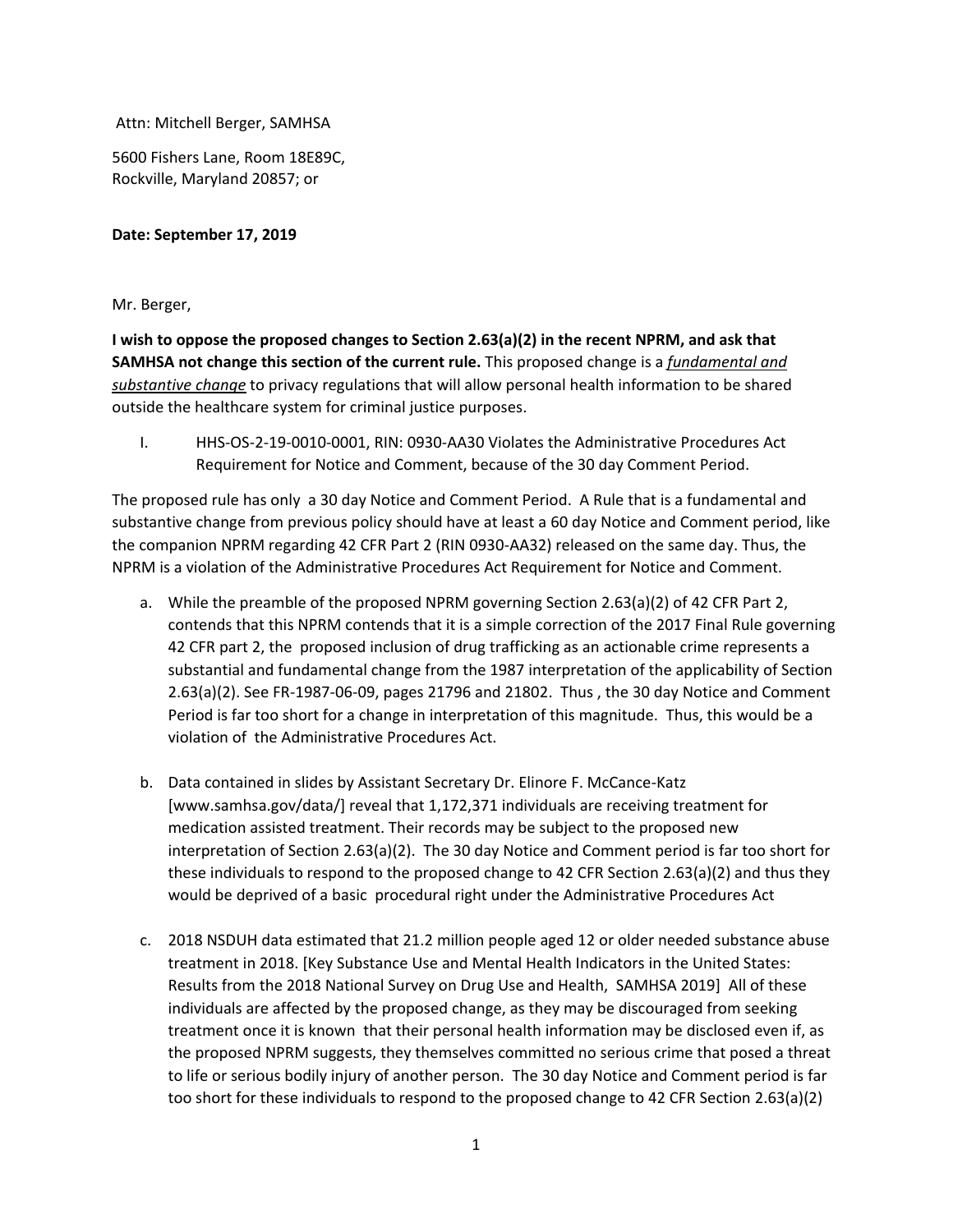Attn: Mitchell Berger, SAMHSA

5600 Fishers Lane, Room 18E89C,
Rockville, Maryland 20857; or

**Date: September 17, 2019**

Mr. Berger,

**I wish to oppose the proposed changes to Section 2.63(a)(2) in the recent NPRM, and ask that SAMHSA not change this section of the current rule.** This proposed change is a ***fundamental and substantive change*** to privacy regulations that will allow personal health information to be shared outside the healthcare system for criminal justice purposes.

I. HHS-OS-2-19-0010-0001, RIN: 0930-AA30 Violates the Administrative Procedures Act Requirement for Notice and Comment, because of the 30 day Comment Period.

The proposed rule has only a 30 day Notice and Comment Period. A Rule that is a fundamental and substantive change from previous policy should have at least a 60 day Notice and Comment period, like the companion NPRM regarding 42 CFR Part 2 (RIN 0930-AA32) released on the same day. Thus, the NPRM is a violation of the Administrative Procedures Act Requirement for Notice and Comment.

a. While the preamble of the proposed NPRM governing Section 2.63(a)(2) of 42 CFR Part 2, contends that this NPRM contends that it is a simple correction of the 2017 Final Rule governing 42 CFR part 2, the proposed inclusion of drug trafficking as an actionable crime represents a substantial and fundamental change from the 1987 interpretation of the applicability of Section 2.63(a)(2). See FR-1987-06-09, pages 21796 and 21802. Thus , the 30 day Notice and Comment Period is far too short for a change in interpretation of this magnitude. Thus, this would be a violation of the Administrative Procedures Act.

b. Data contained in slides by Assistant Secretary Dr. Elinore F. McCance-Katz [www.samhsa.gov/data/] reveal that 1,172,371 individuals are receiving treatment for medication assisted treatment. Their records may be subject to the proposed new interpretation of Section 2.63(a)(2). The 30 day Notice and Comment period is far too short for these individuals to respond to the proposed change to 42 CFR Section 2.63(a)(2) and thus they would be deprived of a basic procedural right under the Administrative Procedures Act

c. 2018 NSDUH data estimated that 21.2 million people aged 12 or older needed substance abuse treatment in 2018. [Key Substance Use and Mental Health Indicators in the United States: Results from the 2018 National Survey on Drug Use and Health, SAMHSA 2019] All of these individuals are affected by the proposed change, as they may be discouraged from seeking treatment once it is known that their personal health information may be disclosed even if, as the proposed NPRM suggests, they themselves committed no serious crime that posed a threat to life or serious bodily injury of another person. The 30 day Notice and Comment period is far too short for these individuals to respond to the proposed change to 42 CFR Section 2.63(a)(2)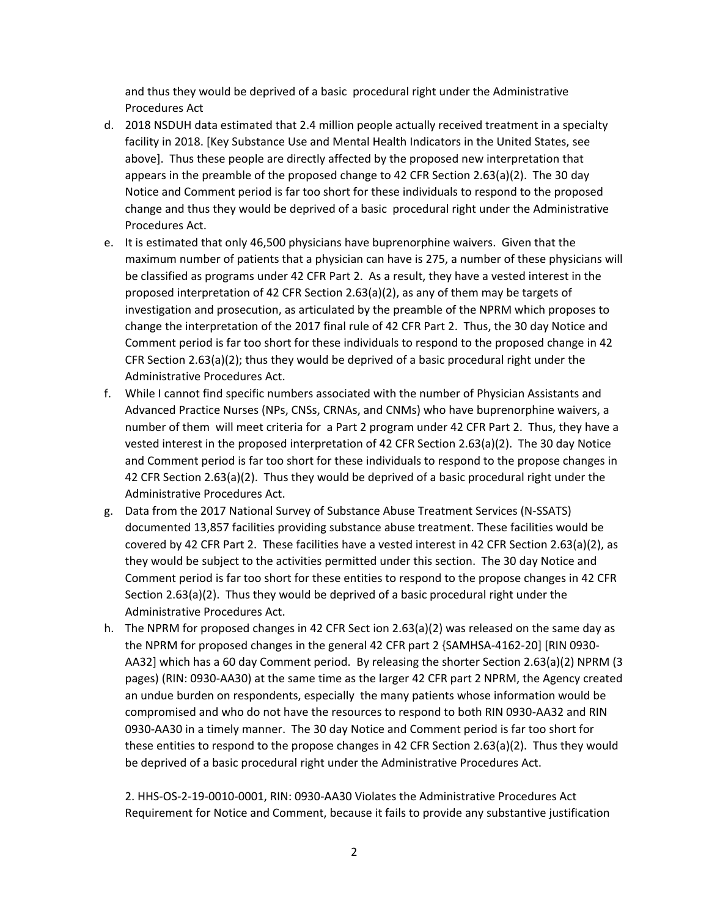and thus they would be deprived of a basic procedural right under the Administrative Procedures Act

d. 2018 NSDUH data estimated that 2.4 million people actually received treatment in a specialty facility in 2018. [Key Substance Use and Mental Health Indicators in the United States, see above]. Thus these people are directly affected by the proposed new interpretation that appears in the preamble of the proposed change to 42 CFR Section 2.63(a)(2). The 30 day Notice and Comment period is far too short for these individuals to respond to the proposed change and thus they would be deprived of a basic procedural right under the Administrative Procedures Act.

e. It is estimated that only 46,500 physicians have buprenorphine waivers. Given that the maximum number of patients that a physician can have is 275, a number of these physicians will be classified as programs under 42 CFR Part 2. As a result, they have a vested interest in the proposed interpretation of 42 CFR Section 2.63(a)(2), as any of them may be targets of investigation and prosecution, as articulated by the preamble of the NPRM which proposes to change the interpretation of the 2017 final rule of 42 CFR Part 2. Thus, the 30 day Notice and Comment period is far too short for these individuals to respond to the proposed change in 42 CFR Section 2.63(a)(2); thus they would be deprived of a basic procedural right under the Administrative Procedures Act.

f. While I cannot find specific numbers associated with the number of Physician Assistants and Advanced Practice Nurses (NPs, CNSs, CRNAs, and CNMs) who have buprenorphine waivers, a number of them will meet criteria for a Part 2 program under 42 CFR Part 2. Thus, they have a vested interest in the proposed interpretation of 42 CFR Section 2.63(a)(2). The 30 day Notice and Comment period is far too short for these individuals to respond to the propose changes in 42 CFR Section 2.63(a)(2). Thus they would be deprived of a basic procedural right under the Administrative Procedures Act.

g. Data from the 2017 National Survey of Substance Abuse Treatment Services (N-SSATS) documented 13,857 facilities providing substance abuse treatment. These facilities would be covered by 42 CFR Part 2. These facilities have a vested interest in 42 CFR Section 2.63(a)(2), as they would be subject to the activities permitted under this section. The 30 day Notice and Comment period is far too short for these entities to respond to the propose changes in 42 CFR Section 2.63(a)(2). Thus they would be deprived of a basic procedural right under the Administrative Procedures Act.

h. The NPRM for proposed changes in 42 CFR Sect ion 2.63(a)(2) was released on the same day as the NPRM for proposed changes in the general 42 CFR part 2 {SAMHSA-4162-20] [RIN 0930-AA32] which has a 60 day Comment period. By releasing the shorter Section 2.63(a)(2) NPRM (3 pages) (RIN: 0930-AA30) at the same time as the larger 42 CFR part 2 NPRM, the Agency created an undue burden on respondents, especially the many patients whose information would be compromised and who do not have the resources to respond to both RIN 0930-AA32 and RIN 0930-AA30 in a timely manner. The 30 day Notice and Comment period is far too short for these entities to respond to the propose changes in 42 CFR Section 2.63(a)(2). Thus they would be deprived of a basic procedural right under the Administrative Procedures Act.

2. HHS-OS-2-19-0010-0001, RIN: 0930-AA30 Violates the Administrative Procedures Act Requirement for Notice and Comment, because it fails to provide any substantive justification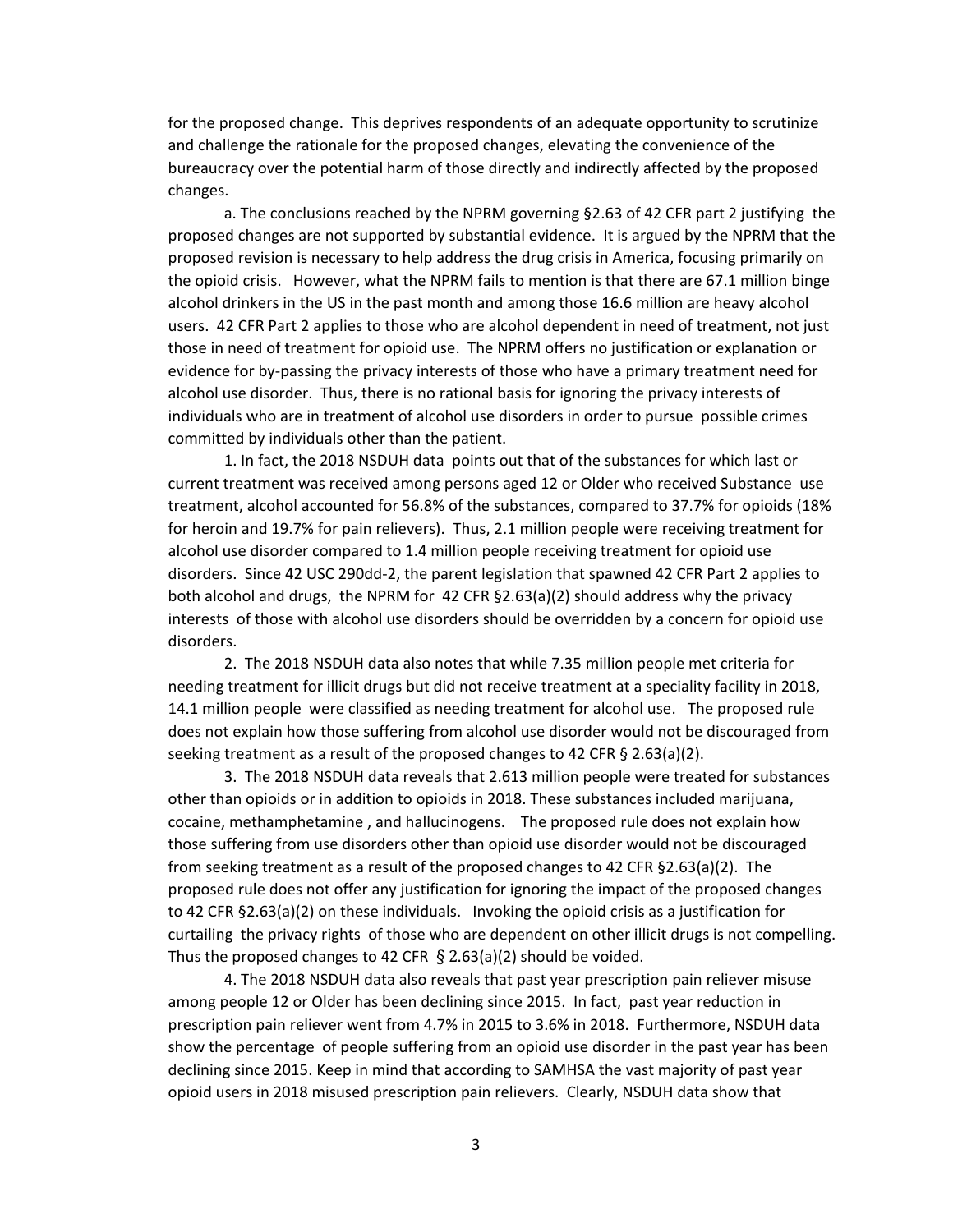for the proposed change. This deprives respondents of an adequate opportunity to scrutinize and challenge the rationale for the proposed changes, elevating the convenience of the bureaucracy over the potential harm of those directly and indirectly affected by the proposed changes.

a. The conclusions reached by the NPRM governing §2.63 of 42 CFR part 2 justifying the proposed changes are not supported by substantial evidence. It is argued by the NPRM that the proposed revision is necessary to help address the drug crisis in America, focusing primarily on the opioid crisis. However, what the NPRM fails to mention is that there are 67.1 million binge alcohol drinkers in the US in the past month and among those 16.6 million are heavy alcohol users. 42 CFR Part 2 applies to those who are alcohol dependent in need of treatment, not just those in need of treatment for opioid use. The NPRM offers no justification or explanation or evidence for by-passing the privacy interests of those who have a primary treatment need for alcohol use disorder. Thus, there is no rational basis for ignoring the privacy interests of individuals who are in treatment of alcohol use disorders in order to pursue possible crimes committed by individuals other than the patient.

1. In fact, the 2018 NSDUH data points out that of the substances for which last or current treatment was received among persons aged 12 or Older who received Substance use treatment, alcohol accounted for 56.8% of the substances, compared to 37.7% for opioids (18% for heroin and 19.7% for pain relievers). Thus, 2.1 million people were receiving treatment for alcohol use disorder compared to 1.4 million people receiving treatment for opioid use disorders. Since 42 USC 290dd-2, the parent legislation that spawned 42 CFR Part 2 applies to both alcohol and drugs, the NPRM for 42 CFR §2.63(a)(2) should address why the privacy interests of those with alcohol use disorders should be overridden by a concern for opioid use disorders.

2. The 2018 NSDUH data also notes that while 7.35 million people met criteria for needing treatment for illicit drugs but did not receive treatment at a speciality facility in 2018, 14.1 million people were classified as needing treatment for alcohol use. The proposed rule does not explain how those suffering from alcohol use disorder would not be discouraged from seeking treatment as a result of the proposed changes to 42 CFR § 2.63(a)(2).

3. The 2018 NSDUH data reveals that 2.613 million people were treated for substances other than opioids or in addition to opioids in 2018. These substances included marijuana, cocaine, methamphetamine , and hallucinogens. The proposed rule does not explain how those suffering from use disorders other than opioid use disorder would not be discouraged from seeking treatment as a result of the proposed changes to 42 CFR §2.63(a)(2). The proposed rule does not offer any justification for ignoring the impact of the proposed changes to 42 CFR §2.63(a)(2) on these individuals. Invoking the opioid crisis as a justification for curtailing the privacy rights of those who are dependent on other illicit drugs is not compelling. Thus the proposed changes to 42 CFR § 2.63(a)(2) should be voided.

4. The 2018 NSDUH data also reveals that past year prescription pain reliever misuse among people 12 or Older has been declining since 2015. In fact, past year reduction in prescription pain reliever went from 4.7% in 2015 to 3.6% in 2018. Furthermore, NSDUH data show the percentage of people suffering from an opioid use disorder in the past year has been declining since 2015. Keep in mind that according to SAMHSA the vast majority of past year opioid users in 2018 misused prescription pain relievers. Clearly, NSDUH data show that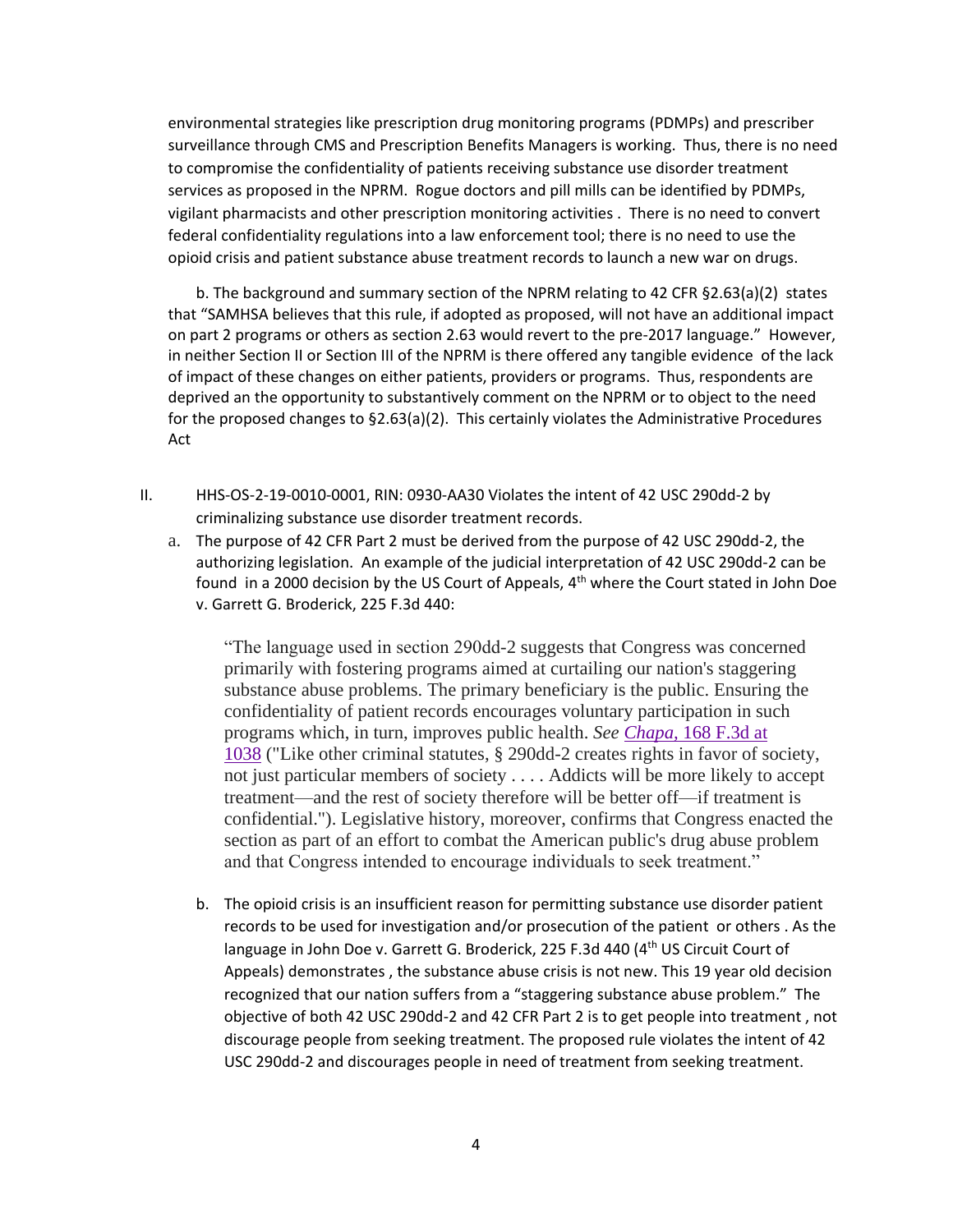environmental strategies like prescription drug monitoring programs (PDMPs) and prescriber surveillance through CMS and Prescription Benefits Managers is working. Thus, there is no need to compromise the confidentiality of patients receiving substance use disorder treatment services as proposed in the NPRM. Rogue doctors and pill mills can be identified by PDMPs, vigilant pharmacists and other prescription monitoring activities . There is no need to convert federal confidentiality regulations into a law enforcement tool; there is no need to use the opioid crisis and patient substance abuse treatment records to launch a new war on drugs.

b. The background and summary section of the NPRM relating to 42 CFR §2.63(a)(2) states that "SAMHSA believes that this rule, if adopted as proposed, will not have an additional impact on part 2 programs or others as section 2.63 would revert to the pre-2017 language." However, in neither Section II or Section III of the NPRM is there offered any tangible evidence of the lack of impact of these changes on either patients, providers or programs. Thus, respondents are deprived an the opportunity to substantively comment on the NPRM or to object to the need for the proposed changes to §2.63(a)(2). This certainly violates the Administrative Procedures Act

II. HHS-OS-2-19-0010-0001, RIN: 0930-AA30 Violates the intent of 42 USC 290dd-2 by criminalizing substance use disorder treatment records.

a. The purpose of 42 CFR Part 2 must be derived from the purpose of 42 USC 290dd-2, the authorizing legislation. An example of the judicial interpretation of 42 USC 290dd-2 can be found in a 2000 decision by the US Court of Appeals, 4th where the Court stated in John Doe v. Garrett G. Broderick, 225 F.3d 440:

> "The language used in section 290dd-2 suggests that Congress was concerned primarily with fostering programs aimed at curtailing our nation's staggering substance abuse problems. The primary beneficiary is the public. Ensuring the confidentiality of patient records encourages voluntary participation in such programs which, in turn, improves public health. *See* [*Chapa*, 168 F.3d at 1038] ("Like other criminal statutes, § 290dd-2 creates rights in favor of society, not just particular members of society . . . . Addicts will be more likely to accept treatment—and the rest of society therefore will be better off—if treatment is confidential."). Legislative history, moreover, confirms that Congress enacted the section as part of an effort to combat the American public's drug abuse problem and that Congress intended to encourage individuals to seek treatment."

b. The opioid crisis is an insufficient reason for permitting substance use disorder patient records to be used for investigation and/or prosecution of the patient or others . As the language in John Doe v. Garrett G. Broderick, 225 F.3d 440 (4th US Circuit Court of Appeals) demonstrates , the substance abuse crisis is not new. This 19 year old decision recognized that our nation suffers from a "staggering substance abuse problem." The objective of both 42 USC 290dd-2 and 42 CFR Part 2 is to get people into treatment , not discourage people from seeking treatment. The proposed rule violates the intent of 42 USC 290dd-2 and discourages people in need of treatment from seeking treatment.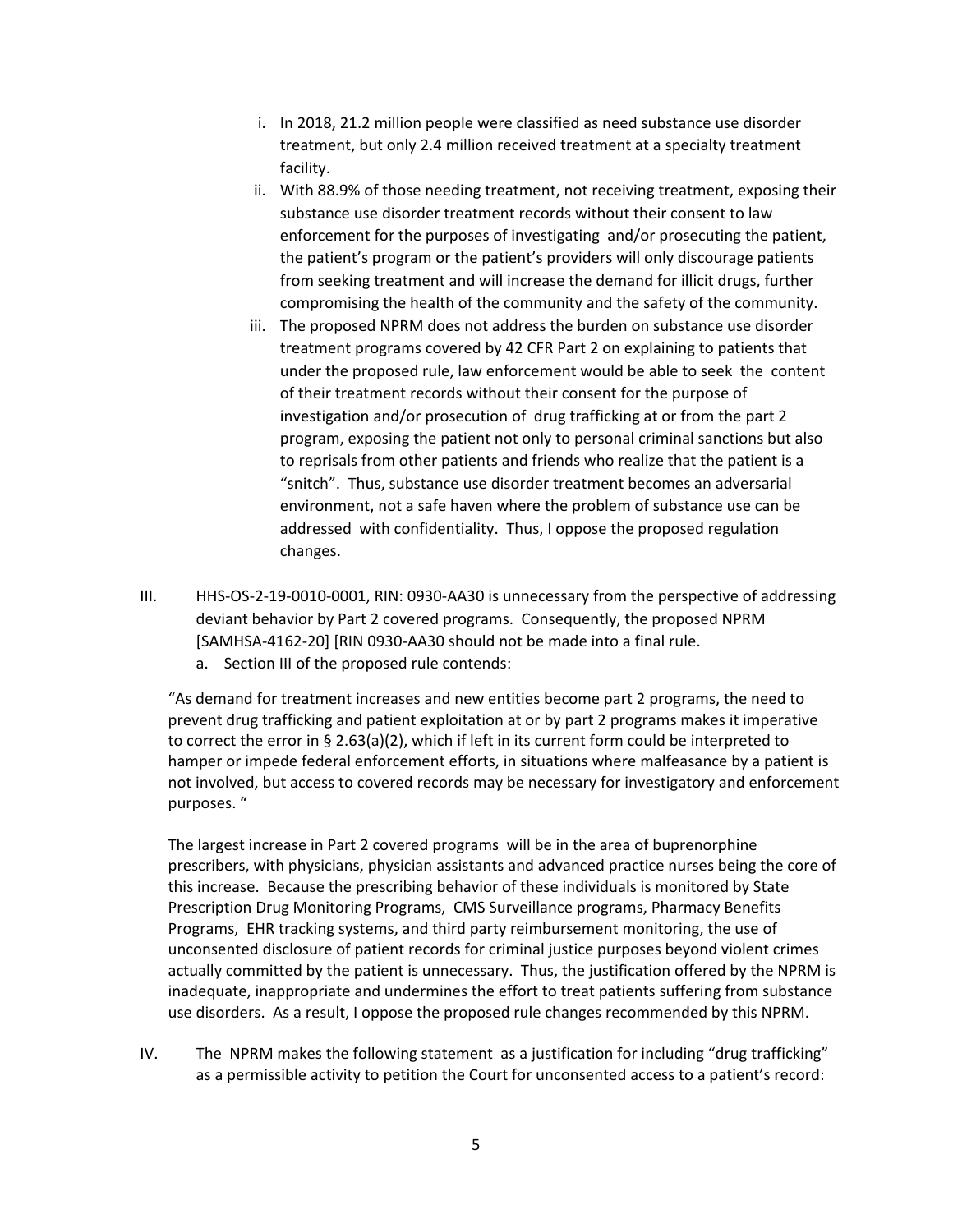i. In 2018, 21.2 million people were classified as need substance use disorder treatment, but only 2.4 million received treatment at a specialty treatment facility.
   ii. With 88.9% of those needing treatment, not receiving treatment, exposing their substance use disorder treatment records without their consent to law enforcement for the purposes of investigating and/or prosecuting the patient, the patient's program or the patient's providers will only discourage patients from seeking treatment and will increase the demand for illicit drugs, further compromising the health of the community and the safety of the community.
   iii. The proposed NPRM does not address the burden on substance use disorder treatment programs covered by 42 CFR Part 2 on explaining to patients that under the proposed rule, law enforcement would be able to seek the content of their treatment records without their consent for the purpose of investigation and/or prosecution of drug trafficking at or from the part 2 program, exposing the patient not only to personal criminal sanctions but also to reprisals from other patients and friends who realize that the patient is a "snitch". Thus, substance use disorder treatment becomes an adversarial environment, not a safe haven where the problem of substance use can be addressed with confidentiality. Thus, I oppose the proposed regulation changes.

III. HHS-OS-2-19-0010-0001, RIN: 0930-AA30 is unnecessary from the perspective of addressing deviant behavior by Part 2 covered programs. Consequently, the proposed NPRM [SAMHSA-4162-20] [RIN 0930-AA30 should not be made into a final rule.

   a. Section III of the proposed rule contends:

"As demand for treatment increases and new entities become part 2 programs, the need to prevent drug trafficking and patient exploitation at or by part 2 programs makes it imperative to correct the error in § 2.63(a)(2), which if left in its current form could be interpreted to hamper or impede federal enforcement efforts, in situations where malfeasance by a patient is not involved, but access to covered records may be necessary for investigatory and enforcement purposes. "

The largest increase in Part 2 covered programs will be in the area of buprenorphine prescribers, with physicians, physician assistants and advanced practice nurses being the core of this increase. Because the prescribing behavior of these individuals is monitored by State Prescription Drug Monitoring Programs, CMS Surveillance programs, Pharmacy Benefits Programs, EHR tracking systems, and third party reimbursement monitoring, the use of unconsented disclosure of patient records for criminal justice purposes beyond violent crimes actually committed by the patient is unnecessary. Thus, the justification offered by the NPRM is inadequate, inappropriate and undermines the effort to treat patients suffering from substance use disorders. As a result, I oppose the proposed rule changes recommended by this NPRM.

IV. The NPRM makes the following statement as a justification for including "drug trafficking" as a permissible activity to petition the Court for unconsented access to a patient's record: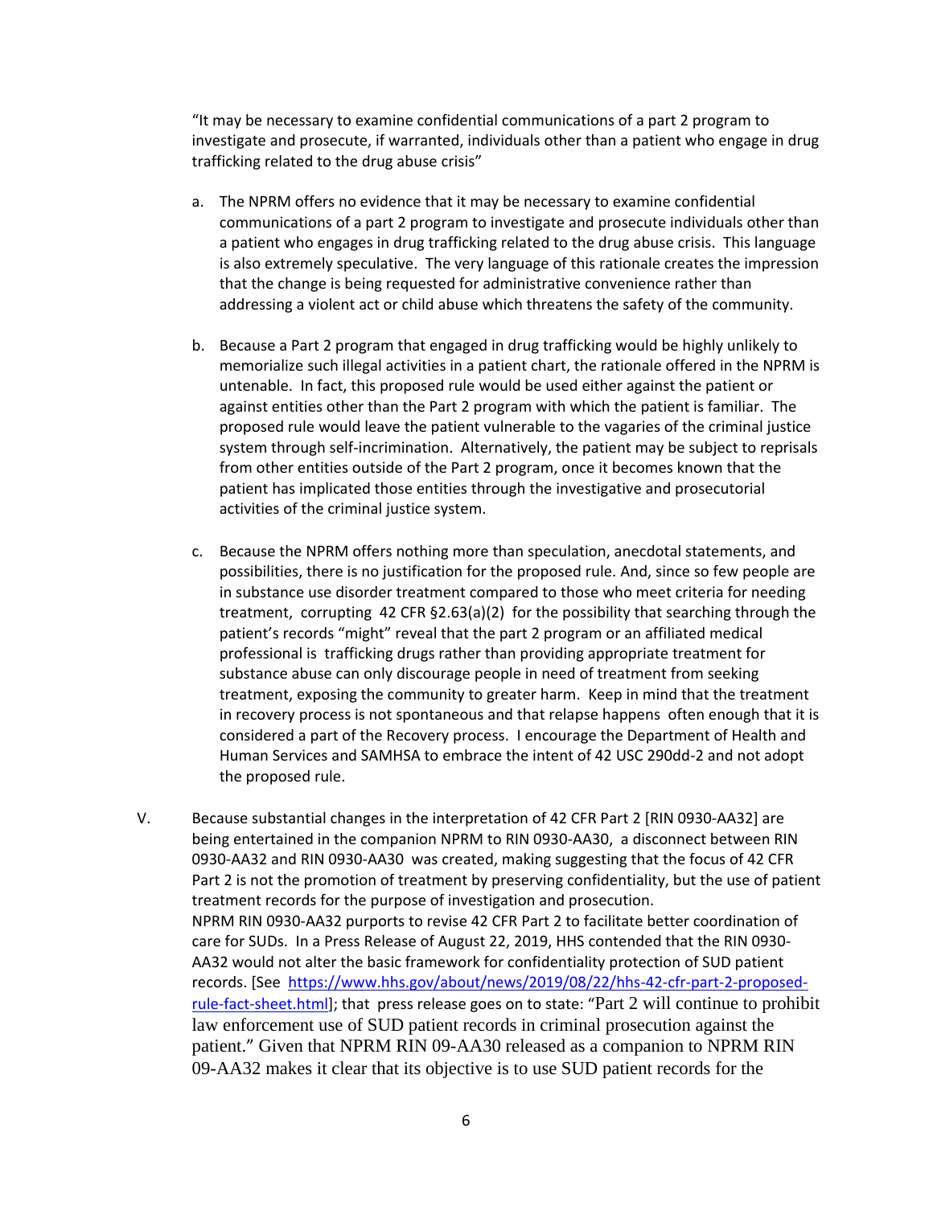"It may be necessary to examine confidential communications of a part 2 program to investigate and prosecute, if warranted, individuals other than a patient who engage in drug trafficking related to the drug abuse crisis"

a. The NPRM offers no evidence that it may be necessary to examine confidential communications of a part 2 program to investigate and prosecute individuals other than a patient who engages in drug trafficking related to the drug abuse crisis. This language is also extremely speculative. The very language of this rationale creates the impression that the change is being requested for administrative convenience rather than addressing a violent act or child abuse which threatens the safety of the community.

b. Because a Part 2 program that engaged in drug trafficking would be highly unlikely to memorialize such illegal activities in a patient chart, the rationale offered in the NPRM is untenable. In fact, this proposed rule would be used either against the patient or against entities other than the Part 2 program with which the patient is familiar. The proposed rule would leave the patient vulnerable to the vagaries of the criminal justice system through self-incrimination. Alternatively, the patient may be subject to reprisals from other entities outside of the Part 2 program, once it becomes known that the patient has implicated those entities through the investigative and prosecutorial activities of the criminal justice system.

c. Because the NPRM offers nothing more than speculation, anecdotal statements, and possibilities, there is no justification for the proposed rule. And, since so few people are in substance use disorder treatment compared to those who meet criteria for needing treatment, corrupting 42 CFR §2.63(a)(2) for the possibility that searching through the patient's records "might" reveal that the part 2 program or an affiliated medical professional is trafficking drugs rather than providing appropriate treatment for substance abuse can only discourage people in need of treatment from seeking treatment, exposing the community to greater harm. Keep in mind that the treatment in recovery process is not spontaneous and that relapse happens often enough that it is considered a part of the Recovery process. I encourage the Department of Health and Human Services and SAMHSA to embrace the intent of 42 USC 290dd-2 and not adopt the proposed rule.

V. Because substantial changes in the interpretation of 42 CFR Part 2 [RIN 0930-AA32] are being entertained in the companion NPRM to RIN 0930-AA30, a disconnect between RIN 0930-AA32 and RIN 0930-AA30 was created, making suggesting that the focus of 42 CFR Part 2 is not the promotion of treatment by preserving confidentiality, but the use of patient treatment records for the purpose of investigation and prosecution.
NPRM RIN 0930-AA32 purports to revise 42 CFR Part 2 to facilitate better coordination of care for SUDs. In a Press Release of August 22, 2019, HHS contended that the RIN 0930-AA32 would not alter the basic framework for confidentiality protection of SUD patient records. [See https://www.hhs.gov/about/news/2019/08/22/hhs-42-cfr-part-2-proposed-rule-fact-sheet.html]; that press release goes on to state: "Part 2 will continue to prohibit law enforcement use of SUD patient records in criminal prosecution against the patient." Given that NPRM RIN 09-AA30 released as a companion to NPRM RIN 09-AA32 makes it clear that its objective is to use SUD patient records for the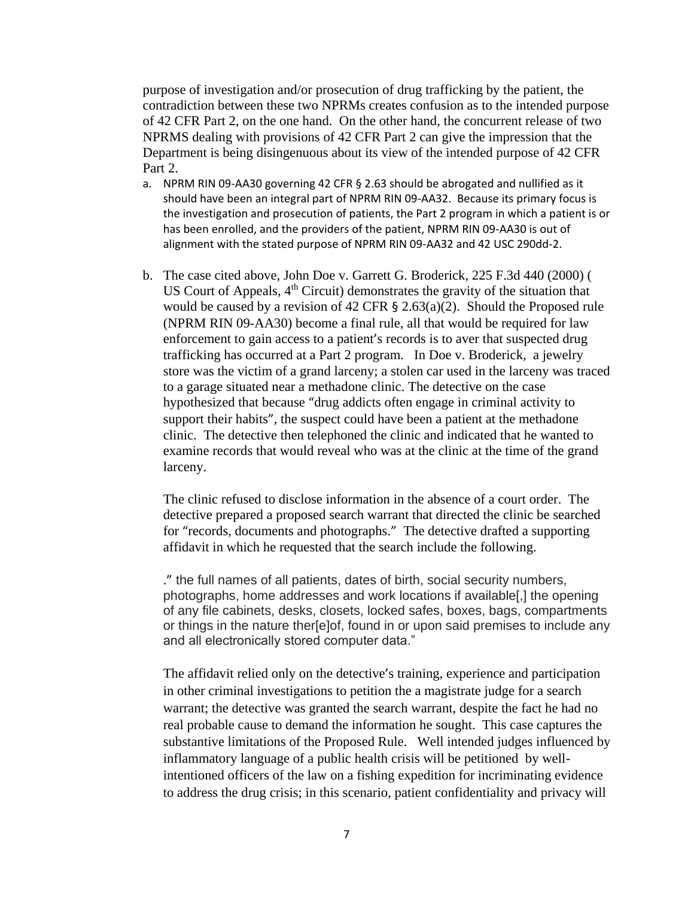purpose of investigation and/or prosecution of drug trafficking by the patient, the contradiction between these two NPRMs creates confusion as to the intended purpose of 42 CFR Part 2, on the one hand. On the other hand, the concurrent release of two NPRMS dealing with provisions of 42 CFR Part 2 can give the impression that the Department is being disingenuous about its view of the intended purpose of 42 CFR Part 2.

a. NPRM RIN 09-AA30 governing 42 CFR § 2.63 should be abrogated and nullified as it should have been an integral part of NPRM RIN 09-AA32. Because its primary focus is the investigation and prosecution of patients, the Part 2 program in which a patient is or has been enrolled, and the providers of the patient, NPRM RIN 09-AA30 is out of alignment with the stated purpose of NPRM RIN 09-AA32 and 42 USC 290dd-2.

b. The case cited above, John Doe v. Garrett G. Broderick, 225 F.3d 440 (2000) ( US Court of Appeals, 4th Circuit) demonstrates the gravity of the situation that would be caused by a revision of 42 CFR § 2.63(a)(2). Should the Proposed rule (NPRM RIN 09-AA30) become a final rule, all that would be required for law enforcement to gain access to a patient's records is to aver that suspected drug trafficking has occurred at a Part 2 program. In Doe v. Broderick, a jewelry store was the victim of a grand larceny; a stolen car used in the larceny was traced to a garage situated near a methadone clinic. The detective on the case hypothesized that because "drug addicts often engage in criminal activity to support their habits", the suspect could have been a patient at the methadone clinic. The detective then telephoned the clinic and indicated that he wanted to examine records that would reveal who was at the clinic at the time of the grand larceny.

   The clinic refused to disclose information in the absence of a court order. The detective prepared a proposed search warrant that directed the clinic be searched for "records, documents and photographs." The detective drafted a supporting affidavit in which he requested that the search include the following.

   ." the full names of all patients, dates of birth, social security numbers, photographs, home addresses and work locations if available[,] the opening of any file cabinets, desks, closets, locked safes, boxes, bags, compartments or things in the nature ther[e]of, found in or upon said premises to include any and all electronically stored computer data."

   The affidavit relied only on the detective's training, experience and participation in other criminal investigations to petition the a magistrate judge for a search warrant; the detective was granted the search warrant, despite the fact he had no real probable cause to demand the information he sought. This case captures the substantive limitations of the Proposed Rule. Well intended judges influenced by inflammatory language of a public health crisis will be petitioned by well-intentioned officers of the law on a fishing expedition for incriminating evidence to address the drug crisis; in this scenario, patient confidentiality and privacy will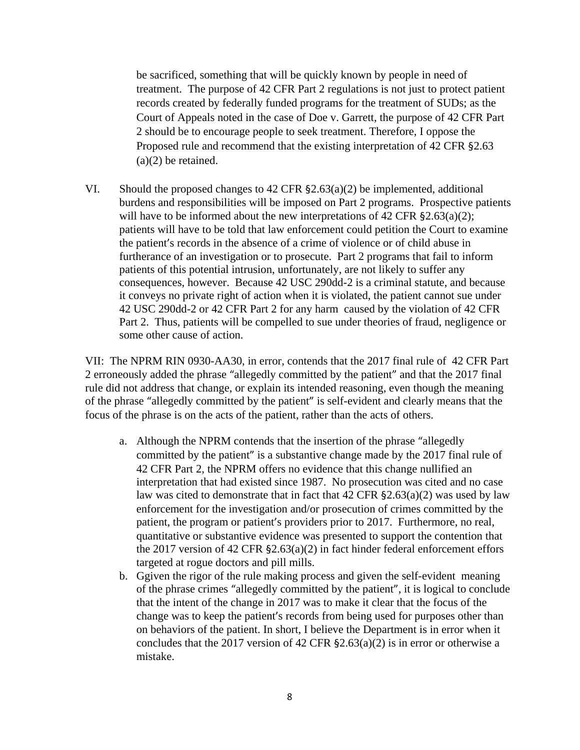be sacrificed, something that will be quickly known by people in need of treatment. The purpose of 42 CFR Part 2 regulations is not just to protect patient records created by federally funded programs for the treatment of SUDs; as the Court of Appeals noted in the case of Doe v. Garrett, the purpose of 42 CFR Part 2 should be to encourage people to seek treatment. Therefore, I oppose the Proposed rule and recommend that the existing interpretation of 42 CFR §2.63 (a)(2) be retained.

VI. Should the proposed changes to 42 CFR §2.63(a)(2) be implemented, additional burdens and responsibilities will be imposed on Part 2 programs. Prospective patients will have to be informed about the new interpretations of 42 CFR §2.63(a)(2); patients will have to be told that law enforcement could petition the Court to examine the patient's records in the absence of a crime of violence or of child abuse in furtherance of an investigation or to prosecute. Part 2 programs that fail to inform patients of this potential intrusion, unfortunately, are not likely to suffer any consequences, however. Because 42 USC 290dd-2 is a criminal statute, and because it conveys no private right of action when it is violated, the patient cannot sue under 42 USC 290dd-2 or 42 CFR Part 2 for any harm caused by the violation of 42 CFR Part 2. Thus, patients will be compelled to sue under theories of fraud, negligence or some other cause of action.

VII: The NPRM RIN 0930-AA30, in error, contends that the 2017 final rule of 42 CFR Part 2 erroneously added the phrase "allegedly committed by the patient" and that the 2017 final rule did not address that change, or explain its intended reasoning, even though the meaning of the phrase "allegedly committed by the patient" is self-evident and clearly means that the focus of the phrase is on the acts of the patient, rather than the acts of others.

a. Although the NPRM contends that the insertion of the phrase "allegedly committed by the patient" is a substantive change made by the 2017 final rule of 42 CFR Part 2, the NPRM offers no evidence that this change nullified an interpretation that had existed since 1987. No prosecution was cited and no case law was cited to demonstrate that in fact that 42 CFR §2.63(a)(2) was used by law enforcement for the investigation and/or prosecution of crimes committed by the patient, the program or patient's providers prior to 2017. Furthermore, no real, quantitative or substantive evidence was presented to support the contention that the 2017 version of 42 CFR §2.63(a)(2) in fact hinder federal enforcement effors targeted at rogue doctors and pill mills.

b. Ggiven the rigor of the rule making process and given the self-evident meaning of the phrase crimes "allegedly committed by the patient", it is logical to conclude that the intent of the change in 2017 was to make it clear that the focus of the change was to keep the patient's records from being used for purposes other than on behaviors of the patient. In short, I believe the Department is in error when it concludes that the 2017 version of 42 CFR §2.63(a)(2) is in error or otherwise a mistake.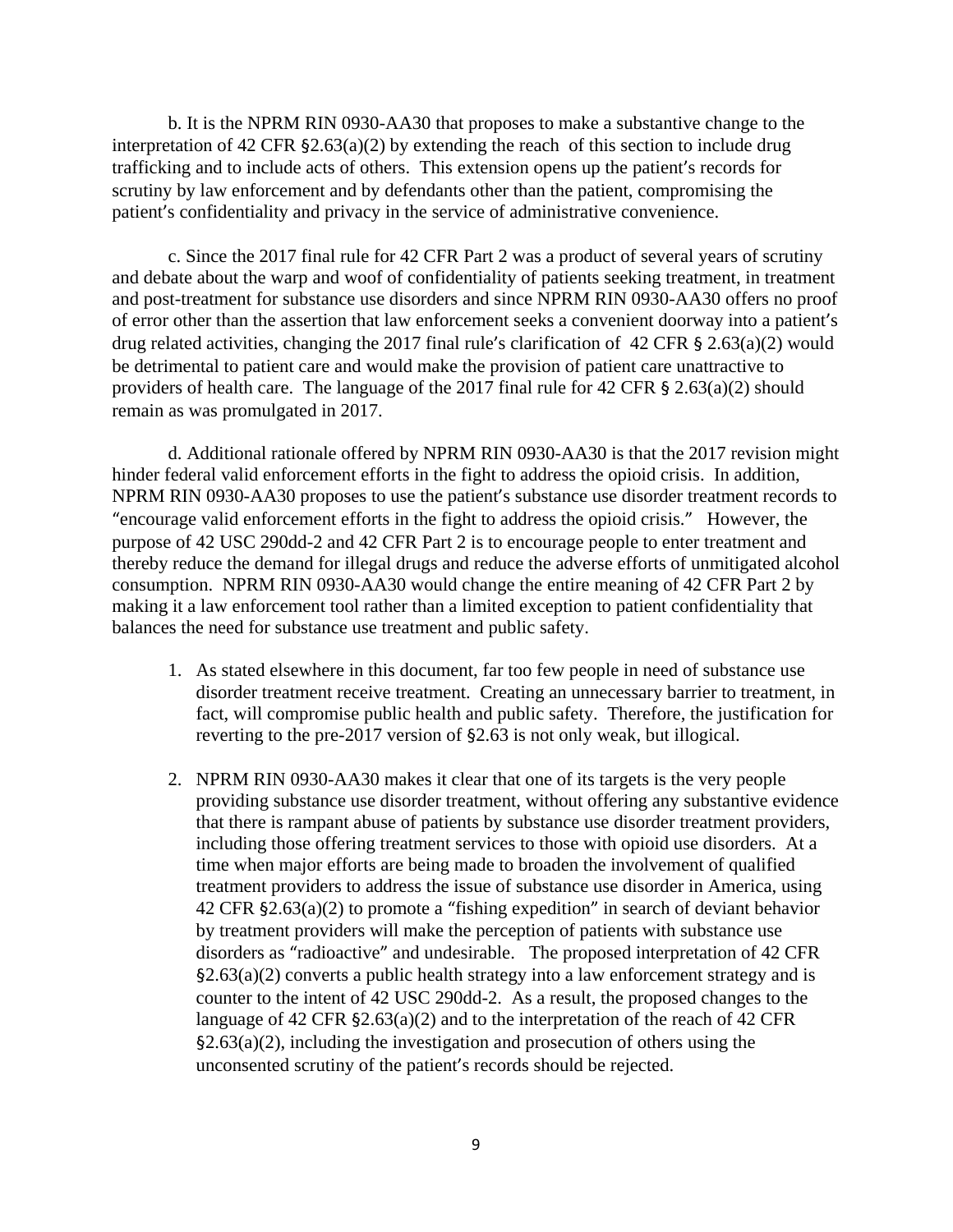b. It is the NPRM RIN 0930-AA30 that proposes to make a substantive change to the interpretation of 42 CFR §2.63(a)(2) by extending the reach of this section to include drug trafficking and to include acts of others. This extension opens up the patient's records for scrutiny by law enforcement and by defendants other than the patient, compromising the patient's confidentiality and privacy in the service of administrative convenience.

c. Since the 2017 final rule for 42 CFR Part 2 was a product of several years of scrutiny and debate about the warp and woof of confidentiality of patients seeking treatment, in treatment and post-treatment for substance use disorders and since NPRM RIN 0930-AA30 offers no proof of error other than the assertion that law enforcement seeks a convenient doorway into a patient's drug related activities, changing the 2017 final rule's clarification of 42 CFR § 2.63(a)(2) would be detrimental to patient care and would make the provision of patient care unattractive to providers of health care. The language of the 2017 final rule for 42 CFR § 2.63(a)(2) should remain as was promulgated in 2017.

d. Additional rationale offered by NPRM RIN 0930-AA30 is that the 2017 revision might hinder federal valid enforcement efforts in the fight to address the opioid crisis. In addition, NPRM RIN 0930-AA30 proposes to use the patient's substance use disorder treatment records to "encourage valid enforcement efforts in the fight to address the opioid crisis." However, the purpose of 42 USC 290dd-2 and 42 CFR Part 2 is to encourage people to enter treatment and thereby reduce the demand for illegal drugs and reduce the adverse efforts of unmitigated alcohol consumption. NPRM RIN 0930-AA30 would change the entire meaning of 42 CFR Part 2 by making it a law enforcement tool rather than a limited exception to patient confidentiality that balances the need for substance use treatment and public safety.

1. As stated elsewhere in this document, far too few people in need of substance use disorder treatment receive treatment. Creating an unnecessary barrier to treatment, in fact, will compromise public health and public safety. Therefore, the justification for reverting to the pre-2017 version of §2.63 is not only weak, but illogical.

2. NPRM RIN 0930-AA30 makes it clear that one of its targets is the very people providing substance use disorder treatment, without offering any substantive evidence that there is rampant abuse of patients by substance use disorder treatment providers, including those offering treatment services to those with opioid use disorders. At a time when major efforts are being made to broaden the involvement of qualified treatment providers to address the issue of substance use disorder in America, using 42 CFR §2.63(a)(2) to promote a "fishing expedition" in search of deviant behavior by treatment providers will make the perception of patients with substance use disorders as "radioactive" and undesirable. The proposed interpretation of 42 CFR §2.63(a)(2) converts a public health strategy into a law enforcement strategy and is counter to the intent of 42 USC 290dd-2. As a result, the proposed changes to the language of 42 CFR §2.63(a)(2) and to the interpretation of the reach of 42 CFR §2.63(a)(2), including the investigation and prosecution of others using the unconsented scrutiny of the patient's records should be rejected.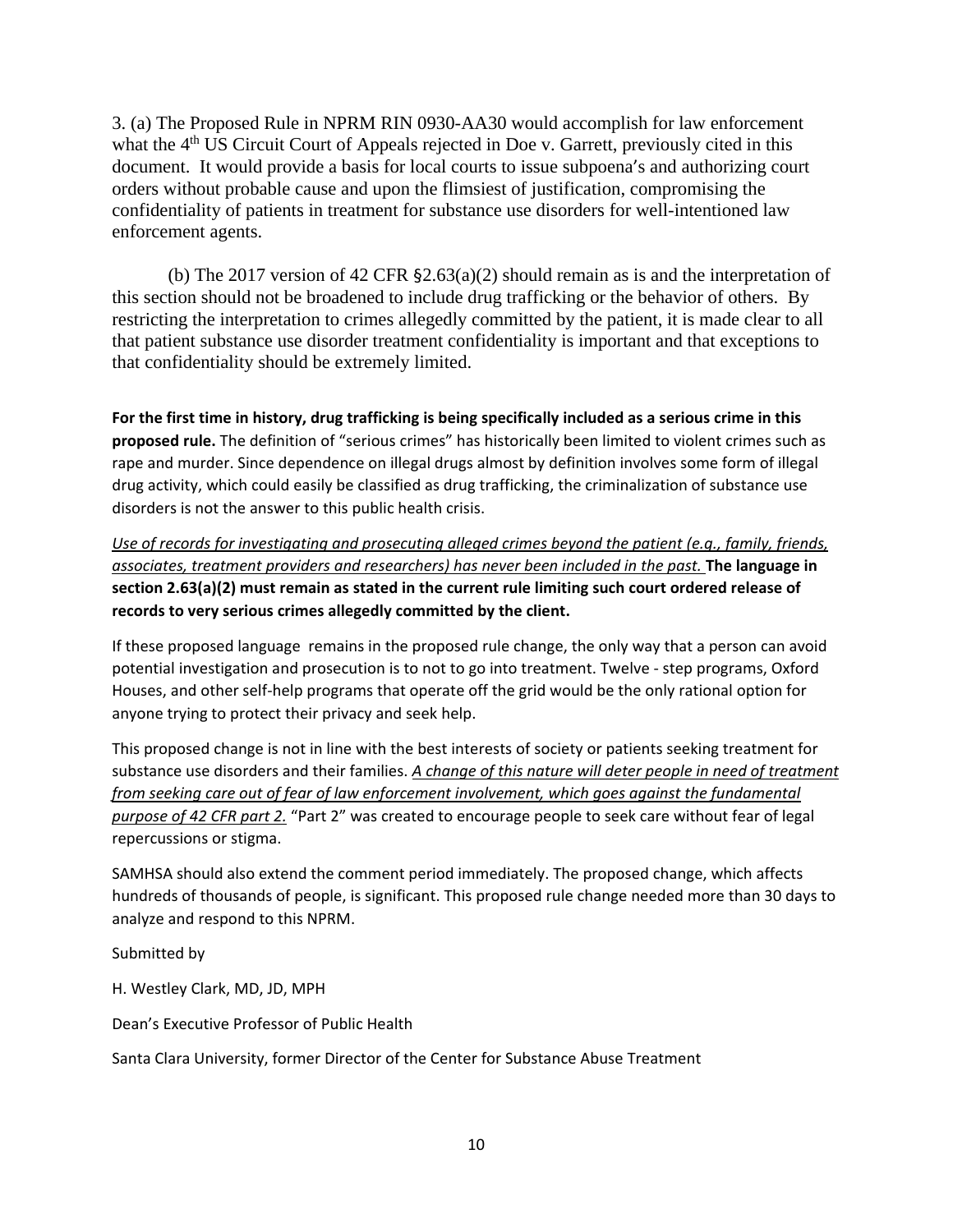3. (a) The Proposed Rule in NPRM RIN 0930-AA30 would accomplish for law enforcement what the 4th US Circuit Court of Appeals rejected in Doe v. Garrett, previously cited in this document. It would provide a basis for local courts to issue subpoena's and authorizing court orders without probable cause and upon the flimsiest of justification, compromising the confidentiality of patients in treatment for substance use disorders for well-intentioned law enforcement agents.

(b) The 2017 version of 42 CFR §2.63(a)(2) should remain as is and the interpretation of this section should not be broadened to include drug trafficking or the behavior of others. By restricting the interpretation to crimes allegedly committed by the patient, it is made clear to all that patient substance use disorder treatment confidentiality is important and that exceptions to that confidentiality should be extremely limited.

**For the first time in history, drug trafficking is being specifically included as a serious crime in this proposed rule.** The definition of "serious crimes" has historically been limited to violent crimes such as rape and murder. Since dependence on illegal drugs almost by definition involves some form of illegal drug activity, which could easily be classified as drug trafficking, the criminalization of substance use disorders is not the answer to this public health crisis.

*Use of records for investigating and prosecuting alleged crimes beyond the patient (e.g., family, friends, associates, treatment providers and researchers) has never been included in the past.* **The language in section 2.63(a)(2) must remain as stated in the current rule limiting such court ordered release of records to very serious crimes allegedly committed by the client.**

If these proposed language remains in the proposed rule change, the only way that a person can avoid potential investigation and prosecution is to not to go into treatment. Twelve - step programs, Oxford Houses, and other self-help programs that operate off the grid would be the only rational option for anyone trying to protect their privacy and seek help.

This proposed change is not in line with the best interests of society or patients seeking treatment for substance use disorders and their families. *A change of this nature will deter people in need of treatment from seeking care out of fear of law enforcement involvement, which goes against the fundamental purpose of 42 CFR part 2.* "Part 2" was created to encourage people to seek care without fear of legal repercussions or stigma.

SAMHSA should also extend the comment period immediately. The proposed change, which affects hundreds of thousands of people, is significant. This proposed rule change needed more than 30 days to analyze and respond to this NPRM.

Submitted by

H. Westley Clark, MD, JD, MPH

Dean's Executive Professor of Public Health

Santa Clara University, former Director of the Center for Substance Abuse Treatment